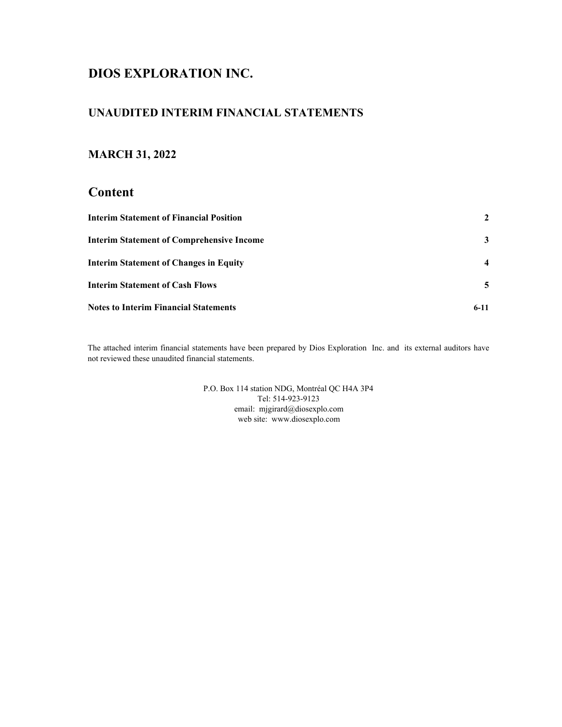# DIOS EXPLORATION INC.

## UNAUDITED INTERIM FINANCIAL STATEMENTS

## MARCH 31, 2022

## Content

| | |
|---|---|
| **Interim Statement of Financial Position** | **2** |
| **Interim Statement of Comprehensive Income** | **3** |
| **Interim Statement of Changes in Equity** | **4** |
| **Interim Statement of Cash Flows** | **5** |
| **Notes to Interim Financial Statements** | **6-11** |

The attached interim financial statements have been prepared by Dios Exploration Inc. and its external auditors have not reviewed these unaudited financial statements.

P.O. Box 114 station NDG, Montréal QC H4A 3P4
Tel: 514-923-9123
email: mjgirard@diosexplo.com
web site: www.diosexplo.com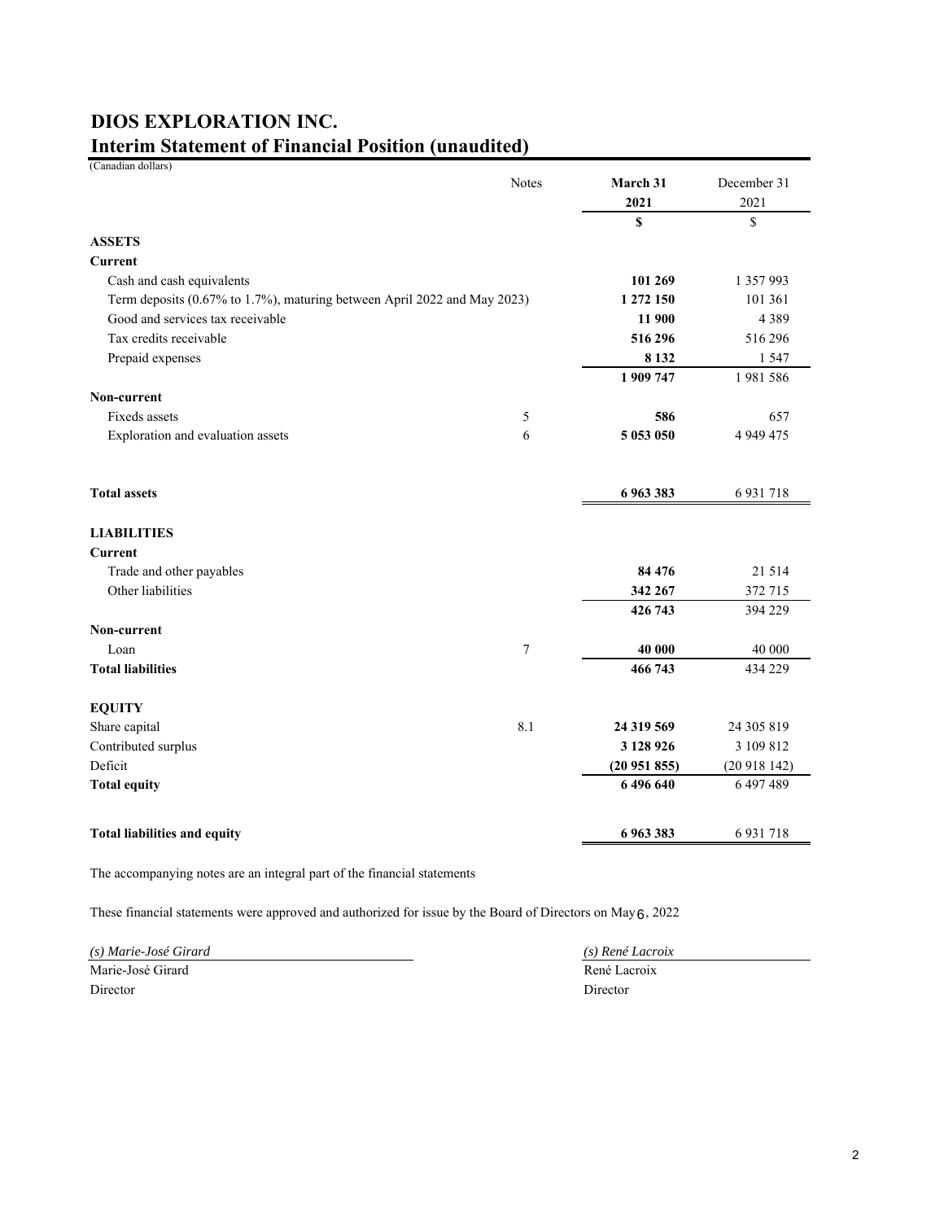# DIOS EXPLORATION INC.

## Interim Statement of Financial Position (unaudited)

(Canadian dollars)

| | Notes | March 31 2021 | December 31 2021 |
|---|---|---|---|
| | | **$** | $ |
| **ASSETS** | | | |
| **Current** | | | |
| Cash and cash equivalents | | **101 269** | 1 357 993 |
| Term deposits (0.67% to 1.7%), maturing between April 2022 and May 2023) | | **1 272 150** | 101 361 |
| Good and services tax receivable | | **11 900** | 4 389 |
| Tax credits receivable | | **516 296** | 516 296 |
| Prepaid expenses | | **8 132** | 1 547 |
| | | **1 909 747** | 1 981 586 |
| **Non-current** | | | |
| Fixeds assets | 5 | **586** | 657 |
| Exploration and evaluation assets | 6 | **5 053 050** | 4 949 475 |
| **Total assets** | | **6 963 383** | 6 931 718 |
| **LIABILITIES** | | | |
| **Current** | | | |
| Trade and other payables | | **84 476** | 21 514 |
| Other liabilities | | **342 267** | 372 715 |
| | | **426 743** | 394 229 |
| **Non-current** | | | |
| Loan | 7 | **40 000** | 40 000 |
| **Total liabilities** | | **466 743** | 434 229 |
| **EQUITY** | | | |
| Share capital | 8.1 | **24 319 569** | 24 305 819 |
| Contributed surplus | | **3 128 926** | 3 109 812 |
| Deficit | | **(20 951 855)** | (20 918 142) |
| **Total equity** | | **6 496 640** | 6 497 489 |
| **Total liabilities and equity** | | **6 963 383** | 6 931 718 |

The accompanying notes are an integral part of the financial statements

These financial statements were approved and authorized for issue by the Board of Directors on May 6, 2022

*(s) Marie-José Girard*
Marie-José Girard
Director

*(s) René Lacroix*
René Lacroix
Director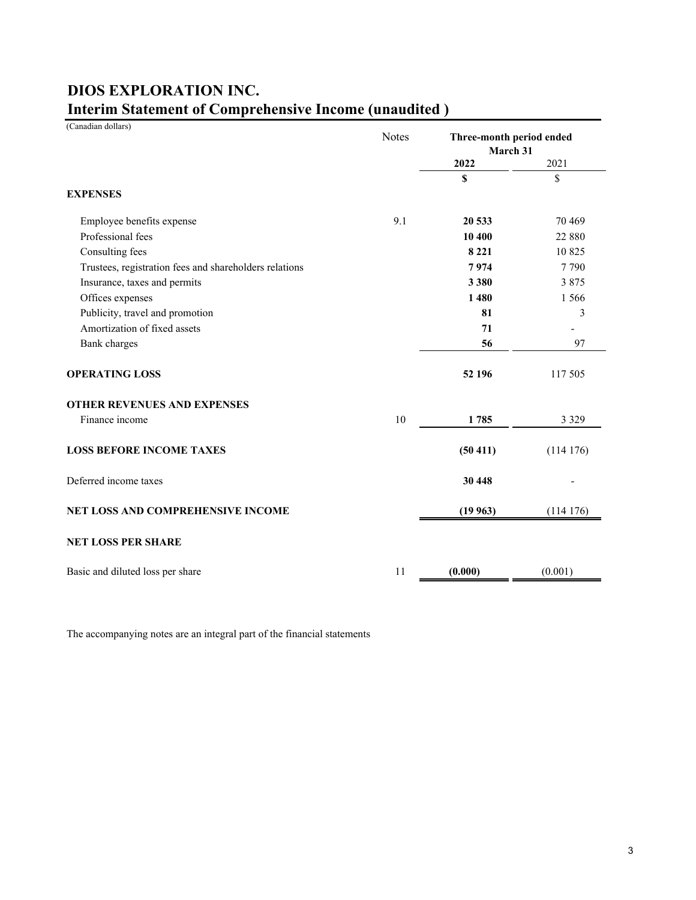# DIOS EXPLORATION INC.
## Interim Statement of Comprehensive Income (unaudited )

(Canadian dollars)

| | Notes | Three-month period ended March 31 | |
|---|---|---|---|
| | | **2022** | 2021 |
| | | **$** | $ |
| **EXPENSES** | | | |
| Employee benefits expense | 9.1 | **20 533** | 70 469 |
| Professional fees | | **10 400** | 22 880 |
| Consulting fees | | **8 221** | 10 825 |
| Trustees, registration fees and shareholders relations | | **7 974** | 7 790 |
| Insurance, taxes and permits | | **3 380** | 3 875 |
| Offices expenses | | **1 480** | 1 566 |
| Publicity, travel and promotion | | **81** | 3 |
| Amortization of fixed assets | | **71** | - |
| Bank charges | | **56** | 97 |
| **OPERATING LOSS** | | **52 196** | 117 505 |
| **OTHER REVENUES AND EXPENSES** | | | |
| Finance income | 10 | **1 785** | 3 329 |
| **LOSS BEFORE INCOME TAXES** | | **(50 411)** | (114 176) |
| Deferred income taxes | | **30 448** | - |
| **NET LOSS AND COMPREHENSIVE INCOME** | | **(19 963)** | (114 176) |
| **NET LOSS PER SHARE** | | | |
| Basic and diluted loss per share | 11 | **(0.000)** | (0.001) |

The accompanying notes are an integral part of the financial statements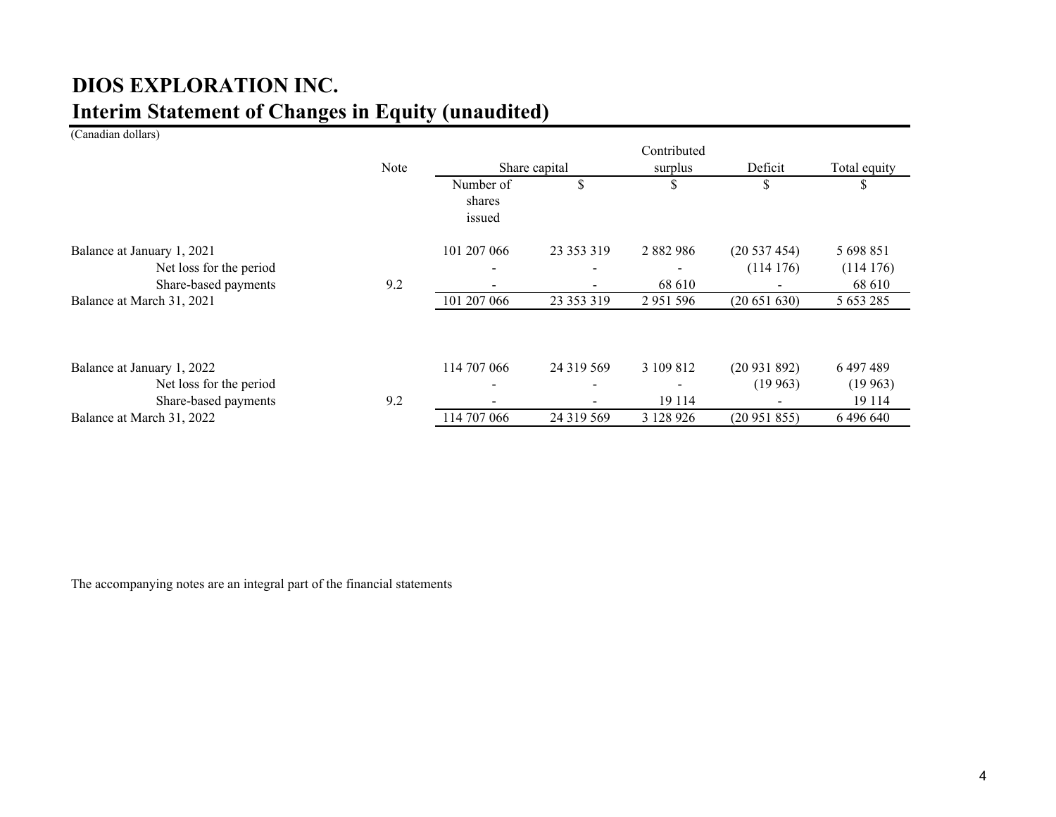# DIOS EXPLORATION INC.
## Interim Statement of Changes in Equity (unaudited)

(Canadian dollars)

| | Note | Share capital | | Contributed surplus | Deficit | Total equity |
|---|---|---|---|---|---|---|
| | | Number of shares issued | $ | $ | $ | $ |
| Balance at January 1, 2021 | | 101 207 066 | 23 353 319 | 2 882 986 | (20 537 454) | 5 698 851 |
| Net loss for the period | | - | - | - | (114 176) | (114 176) |
| Share-based payments | 9.2 | - | - | 68 610 | - | 68 610 |
| Balance at March 31, 2021 | | 101 207 066 | 23 353 319 | 2 951 596 | (20 651 630) | 5 653 285 |
| | | | | | | |
| Balance at January 1, 2022 | | 114 707 066 | 24 319 569 | 3 109 812 | (20 931 892) | 6 497 489 |
| Net loss for the period | | - | - | - | (19 963) | (19 963) |
| Share-based payments | 9.2 | - | - | 19 114 | - | 19 114 |
| Balance at March 31, 2022 | | 114 707 066 | 24 319 569 | 3 128 926 | (20 951 855) | 6 496 640 |

The accompanying notes are an integral part of the financial statements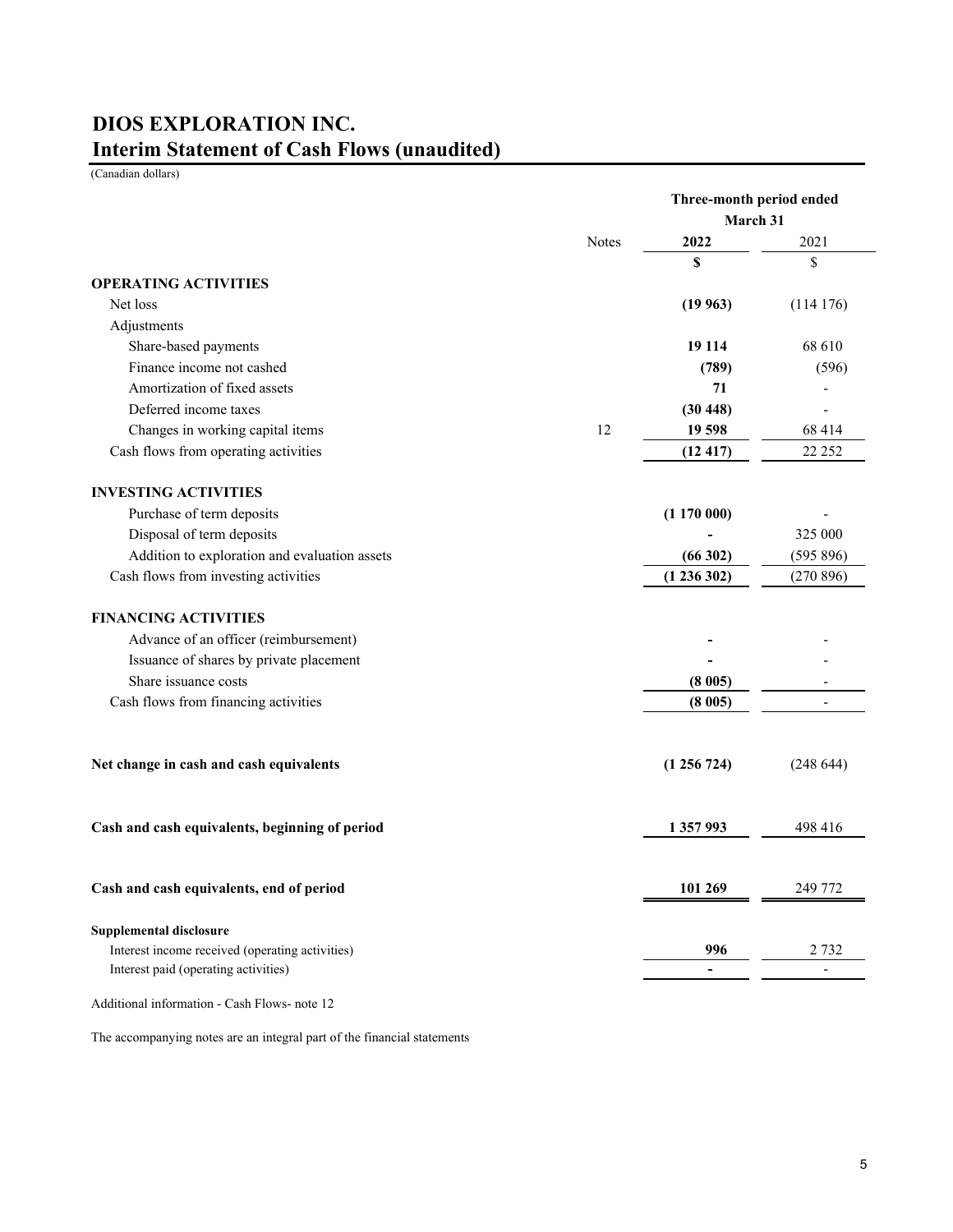# DIOS EXPLORATION INC.
## Interim Statement of Cash Flows (unaudited)

(Canadian dollars)

| | Notes | Three-month period ended March 31 | |
|---|---|---|---|
| | | **2022** | 2021 |
| | | **$** | $ |
| **OPERATING ACTIVITIES** | | | |
| Net loss | | **(19 963)** | (114 176) |
| Adjustments | | | |
| Share-based payments | | **19 114** | 68 610 |
| Finance income not cashed | | **(789)** | (596) |
| Amortization of fixed assets | | **71** | - |
| Deferred income taxes | | **(30 448)** | - |
| Changes in working capital items | 12 | **19 598** | 68 414 |
| Cash flows from operating activities | | **(12 417)** | 22 252 |
| **INVESTING ACTIVITIES** | | | |
| Purchase of term deposits | | **(1 170 000)** | - |
| Disposal of term deposits | | **-** | 325 000 |
| Addition to exploration and evaluation assets | | **(66 302)** | (595 896) |
| Cash flows from investing activities | | **(1 236 302)** | (270 896) |
| **FINANCING ACTIVITIES** | | | |
| Advance of an officer (reimbursement) | | **-** | - |
| Issuance of shares by private placement | | **-** | - |
| Share issuance costs | | **(8 005)** | - |
| Cash flows from financing activities | | **(8 005)** | - |
| **Net change in cash and cash equivalents** | | **(1 256 724)** | (248 644) |
| **Cash and cash equivalents, beginning of period** | | **1 357 993** | 498 416 |
| **Cash and cash equivalents, end of period** | | **101 269** | 249 772 |
| **Supplemental disclosure** | | | |
| Interest income received (operating activities) | | **996** | 2 732 |
| Interest paid (operating activities) | | **-** | - |

Additional information - Cash Flows- note 12

The accompanying notes are an integral part of the financial statements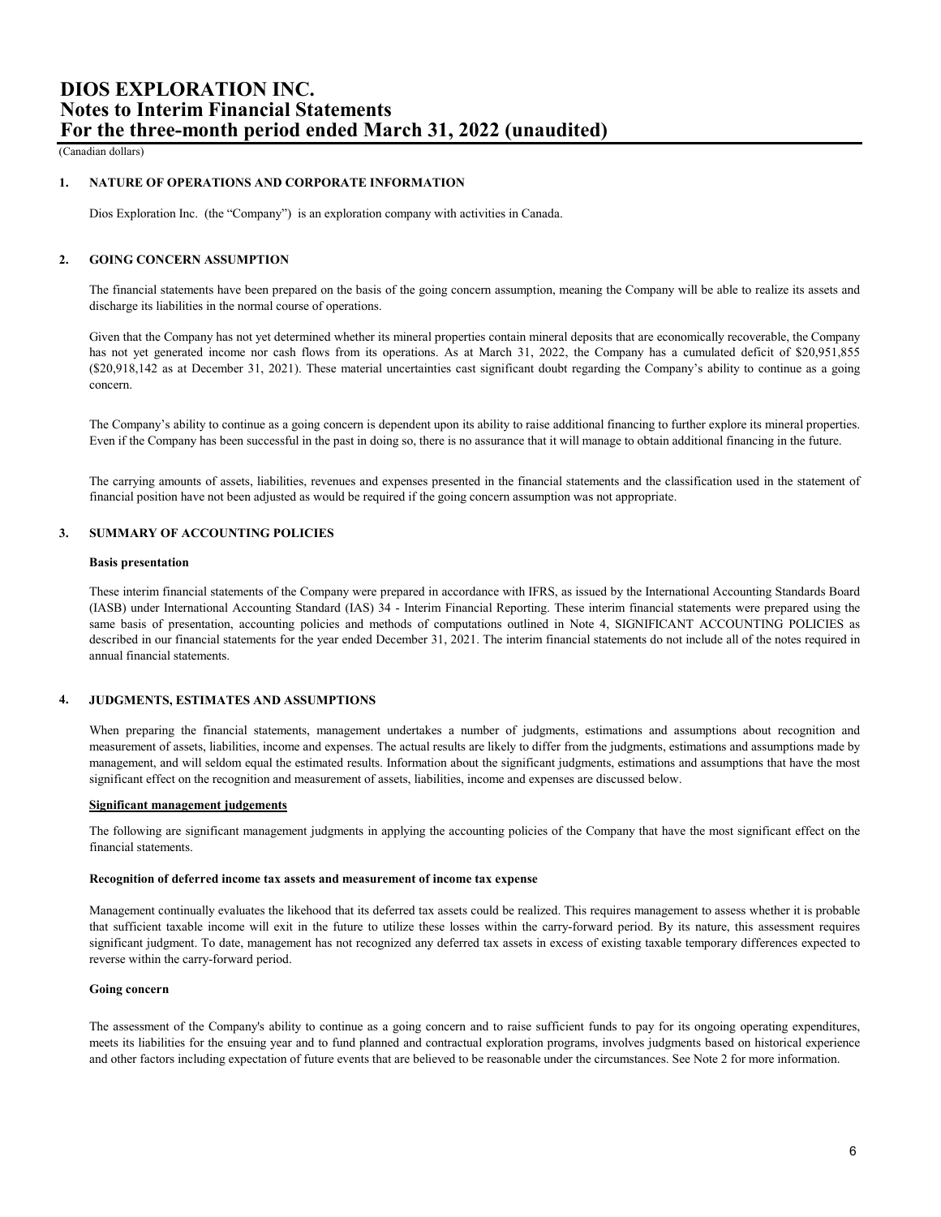# DIOS EXPLORATION INC.
# Notes to Interim Financial Statements
# For the three-month period ended March 31, 2022 (unaudited)

(Canadian dollars)

## 1. NATURE OF OPERATIONS AND CORPORATE INFORMATION

Dios Exploration Inc. (the "Company") is an exploration company with activities in Canada.

## 2. GOING CONCERN ASSUMPTION

The financial statements have been prepared on the basis of the going concern assumption, meaning the Company will be able to realize its assets and discharge its liabilities in the normal course of operations.

Given that the Company has not yet determined whether its mineral properties contain mineral deposits that are economically recoverable, the Company has not yet generated income nor cash flows from its operations. As at March 31, 2022, the Company has a cumulated deficit of $20,951,855 ($20,918,142 as at December 31, 2021). These material uncertainties cast significant doubt regarding the Company's ability to continue as a going concern.

The Company's ability to continue as a going concern is dependent upon its ability to raise additional financing to further explore its mineral properties. Even if the Company has been successful in the past in doing so, there is no assurance that it will manage to obtain additional financing in the future.

The carrying amounts of assets, liabilities, revenues and expenses presented in the financial statements and the classification used in the statement of financial position have not been adjusted as would be required if the going concern assumption was not appropriate.

## 3. SUMMARY OF ACCOUNTING POLICIES

**Basis presentation**

These interim financial statements of the Company were prepared in accordance with IFRS, as issued by the International Accounting Standards Board (IASB) under International Accounting Standard (IAS) 34 - Interim Financial Reporting. These interim financial statements were prepared using the same basis of presentation, accounting policies and methods of computations outlined in Note 4, SIGNIFICANT ACCOUNTING POLICIES as described in our financial statements for the year ended December 31, 2021. The interim financial statements do not include all of the notes required in annual financial statements.

## 4. JUDGMENTS, ESTIMATES AND ASSUMPTIONS

When preparing the financial statements, management undertakes a number of judgments, estimations and assumptions about recognition and measurement of assets, liabilities, income and expenses. The actual results are likely to differ from the judgments, estimations and assumptions made by management, and will seldom equal the estimated results. Information about the significant judgments, estimations and assumptions that have the most significant effect on the recognition and measurement of assets, liabilities, income and expenses are discussed below.

**Significant management judgements**

The following are significant management judgments in applying the accounting policies of the Company that have the most significant effect on the financial statements.

**Recognition of deferred income tax assets and measurement of income tax expense**

Management continually evaluates the likehood that its deferred tax assets could be realized. This requires management to assess whether it is probable that sufficient taxable income will exit in the future to utilize these losses within the carry-forward period. By its nature, this assessment requires significant judgment. To date, management has not recognized any deferred tax assets in excess of existing taxable temporary differences expected to reverse within the carry-forward period.

**Going concern**

The assessment of the Company's ability to continue as a going concern and to raise sufficient funds to pay for its ongoing operating expenditures, meets its liabilities for the ensuing year and to fund planned and contractual exploration programs, involves judgments based on historical experience and other factors including expectation of future events that are believed to be reasonable under the circumstances. See Note 2 for more information.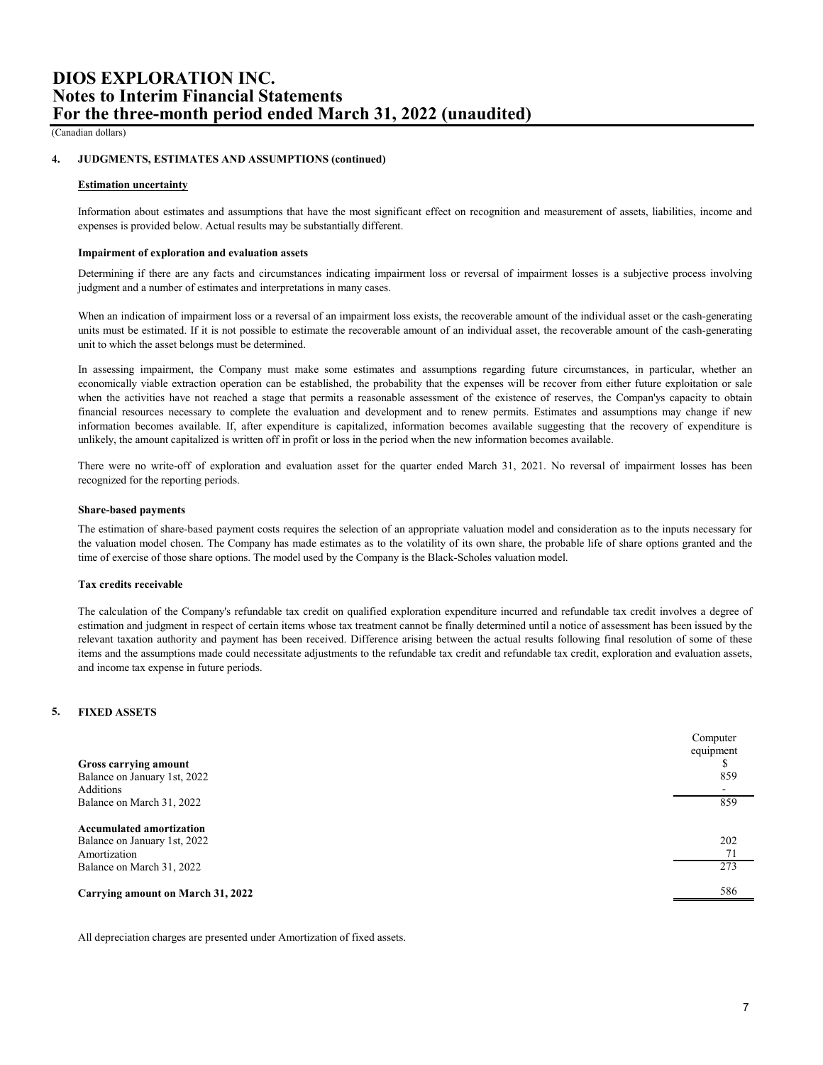## 4. JUDGMENTS, ESTIMATES AND ASSUMPTIONS (continued)

### Estimation uncertainty

Information about estimates and assumptions that have the most significant effect on recognition and measurement of assets, liabilities, income and expenses is provided below. Actual results may be substantially different.

**Impairment of exploration and evaluation assets**

Determining if there are any facts and circumstances indicating impairment loss or reversal of impairment losses is a subjective process involving judgment and a number of estimates and interpretations in many cases.

When an indication of impairment loss or a reversal of an impairment loss exists, the recoverable amount of the individual asset or the cash-generating units must be estimated. If it is not possible to estimate the recoverable amount of an individual asset, the recoverable amount of the cash-generating unit to which the asset belongs must be determined.

In assessing impairment, the Company must make some estimates and assumptions regarding future circumstances, in particular, whether an economically viable extraction operation can be established, the probability that the expenses will be recover from either future exploitation or sale when the activities have not reached a stage that permits a reasonable assessment of the existence of reserves, the Compan'ys capacity to obtain financial resources necessary to complete the evaluation and development and to renew permits. Estimates and assumptions may change if new information becomes available. If, after expenditure is capitalized, information becomes available suggesting that the recovery of expenditure is unlikely, the amount capitalized is written off in profit or loss in the period when the new information becomes available.

There were no write-off of exploration and evaluation asset for the quarter ended March 31, 2021. No reversal of impairment losses has been recognized for the reporting periods.

**Share-based payments**

The estimation of share-based payment costs requires the selection of an appropriate valuation model and consideration as to the inputs necessary for the valuation model chosen. The Company has made estimates as to the volatility of its own share, the probable life of share options granted and the time of exercise of those share options. The model used by the Company is the Black-Scholes valuation model.

**Tax credits receivable**

The calculation of the Company's refundable tax credit on qualified exploration expenditure incurred and refundable tax credit involves a degree of estimation and judgment in respect of certain items whose tax treatment cannot be finally determined until a notice of assessment has been issued by the relevant taxation authority and payment has been received. Difference arising between the actual results following final resolution of some of these items and the assumptions made could necessitate adjustments to the refundable tax credit and refundable tax credit, exploration and evaluation assets, and income tax expense in future periods.

## 5. FIXED ASSETS

| | Computer equipment |
|---|---|
| **Gross carrying amount** | $ |
| Balance on January 1st, 2022 | 859 |
| Additions | - |
| Balance on March 31, 2022 | 859 |
| **Accumulated amortization** | |
| Balance on January 1st, 2022 | 202 |
| Amortization | 71 |
| Balance on March 31, 2022 | 273 |
| **Carrying amount on March 31, 2022** | 586 |

All depreciation charges are presented under Amortization of fixed assets.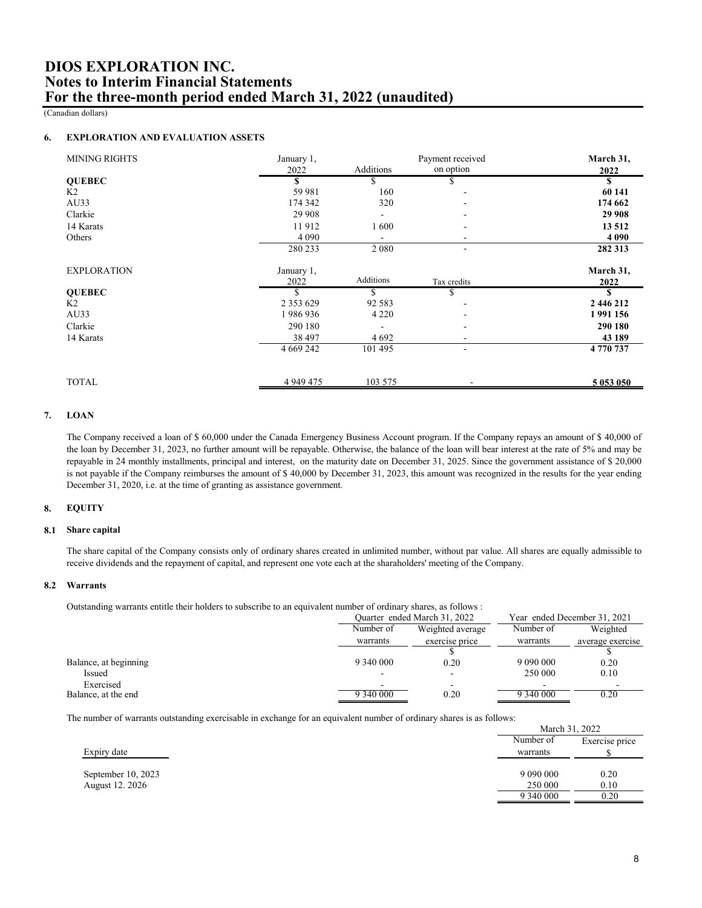# DIOS EXPLORATION INC.
# Notes to Interim Financial Statements
# For the three-month period ended March 31, 2022 (unaudited)

(Canadian dollars)

## 6. EXPLORATION AND EVALUATION ASSETS

| MINING RIGHTS | January 1, 2022 | Additions | Payment received on option | **March 31, 2022** |
|---|---|---|---|---|
| **QUEBEC** | **$** | $ | $ | **$** |
| K2 | 59 981 | 160 | - | **60 141** |
| AU33 | 174 342 | 320 | - | **174 662** |
| Clarkie | 29 908 | - | - | **29 908** |
| 14 Karats | 11 912 | 1 600 | - | **13 512** |
| Others | 4 090 | - | - | **4 090** |
| | 280 233 | 2 080 | - | **282 313** |

| EXPLORATION | January 1, 2022 | Additions | Tax credits | **March 31, 2022** |
|---|---|---|---|---|
| **QUEBEC** | $ | $ | $ | **$** |
| K2 | 2 353 629 | 92 583 | - | **2 446 212** |
| AU33 | 1 986 936 | 4 220 | - | **1 991 156** |
| Clarkie | 290 180 | - | - | **290 180** |
| 14 Karats | 38 497 | 4 692 | - | **43 189** |
| | 4 669 242 | 101 495 | - | **4 770 737** |
| | | | | |
| TOTAL | 4 949 475 | 103 575 | - | **5 053 050** |

## 7. LOAN

The Company received a loan of $ 60,000 under the Canada Emergency Business Account program. If the Company repays an amount of $ 40,000 of the loan by December 31, 2023, no further amount will be repayable. Otherwise, the balance of the loan will bear interest at the rate of 5% and may be repayable in 24 monthly installments, principal and interest, on the maturity date on December 31, 2025. Since the government assistance of $ 20,000 is not payable if the Company reimburses the amount of $ 40,000 by December 31, 2023, this amount was recognized in the results for the year ending December 31, 2020, i.e. at the time of granting as assistance government.

## 8. EQUITY

### 8.1 Share capital

The share capital of the Company consists only of ordinary shares created in unlimited number, without par value. All shares are equally admissible to receive dividends and the repayment of capital, and represent one vote each at the sharaholders' meeting of the Company.

### 8.2 Warrants

Outstanding warrants entitle their holders to subscribe to an equivalent number of ordinary shares, as follows :

| | Quarter ended March 31, 2022 | | Year ended December 31, 2021 | |
|---|---|---|---|---|
| | Number of warrants | Weighted average exercise price | Number of warrants | Weighted average exercise |
| | | $ | | $ |
| Balance, at beginning | 9 340 000 | 0.20 | 9 090 000 | 0.20 |
| Issued | - | - | 250 000 | 0.10 |
| Exercised | - | - | - | - |
| Balance, at the end | 9 340 000 | 0.20 | 9 340 000 | 0.20 |

The number of warrants outstanding exercisable in exchange for an equivalent number of ordinary shares is as follows:

| | March 31, 2022 | |
|---|---|---|
| Expiry date | Number of warrants | Exercise price $ |
| September 10, 2023 | 9 090 000 | 0.20 |
| August 12. 2026 | 250 000 | 0.10 |
| | 9 340 000 | 0.20 |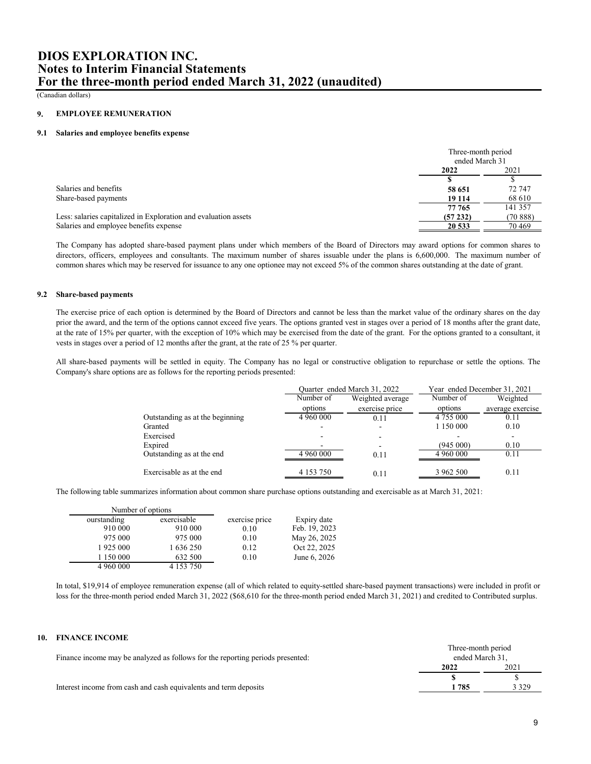# DIOS EXPLORATION INC.
## Notes to Interim Financial Statements
## For the three-month period ended March 31, 2022 (unaudited)

(Canadian dollars)

### 9. EMPLOYEE REMUNERATION

#### 9.1 Salaries and employee benefits expense

| | Three-month period ended March 31 | |
|---|---|---|
| | **2022** | 2021 |
| | **$** | $ |
| Salaries and benefits | **58 651** | 72 747 |
| Share-based payments | **19 114** | 68 610 |
| | **77 765** | 141 357 |
| Less: salaries capitalized in Exploration and evaluation assets | **(57 232)** | (70 888) |
| Salaries and employee benefits expense | **20 533** | 70 469 |

The Company has adopted share-based payment plans under which members of the Board of Directors may award options for common shares to directors, officers, employees and consultants. The maximum number of shares issuable under the plans is 6,600,000. The maximum number of common shares which may be reserved for issuance to any one optionee may not exceed 5% of the common shares outstanding at the date of grant.

#### 9.2 Share-based payments

The exercise price of each option is determined by the Board of Directors and cannot be less than the market value of the ordinary shares on the day prior the award, and the term of the options cannot exceed five years. The options granted vest in stages over a period of 18 months after the grant date, at the rate of 15% per quarter, with the exception of 10% which may be exercised from the date of the grant. For the options granted to a consultant, it vests in stages over a period of 12 months after the grant, at the rate of 25 % per quarter.

All share-based payments will be settled in equity. The Company has no legal or constructive obligation to repurchase or settle the options. The Company's share options are as follows for the reporting periods presented:

| | Quarter ended March 31, 2022 | | Year ended December 31, 2021 | |
|---|---|---|---|---|
| | Number of options | Weighted average exercise price | Number of options | Weighted average exercise |
| Outstanding as at the beginning | 4 960 000 | 0.11 | 4 755 000 | 0.11 |
| Granted | - | - | 1 150 000 | 0.10 |
| Exercised | - | - | - | - |
| Expired | - | - | (945 000) | 0.10 |
| Outstanding as at the end | 4 960 000 | 0.11 | 4 960 000 | 0.11 |
| Exercisable as at the end | 4 153 750 | 0.11 | 3 962 500 | 0.11 |

The following table summarizes information about common share purchase options outstanding and exercisable as at March 31, 2021:

| Number of options | | | |
|---|---|---|---|
| ourstanding | exercisable | exercise price | Expiry date |
| 910 000 | 910 000 | 0.10 | Feb. 19, 2023 |
| 975 000 | 975 000 | 0.10 | May 26, 2025 |
| 1 925 000 | 1 636 250 | 0.12 | Oct 22, 2025 |
| 1 150 000 | 632 500 | 0.10 | June 6, 2026 |
| 4 960 000 | 4 153 750 | | |

In total, $19,914 of employee remuneration expense (all of which related to equity-settled share-based payment transactions) were included in profit or loss for the three-month period ended March 31, 2022 ($68,610 for the three-month period ended March 31, 2021) and credited to Contributed surplus.

### 10. FINANCE INCOME

Finance income may be analyzed as follows for the reporting periods presented:

| | Three-month period ended March 31, | |
|---|---|---|
| | **2022** | 2021 |
| | **$** | $ |
| Interest income from cash and cash equivalents and term deposits | **1 785** | 3 329 |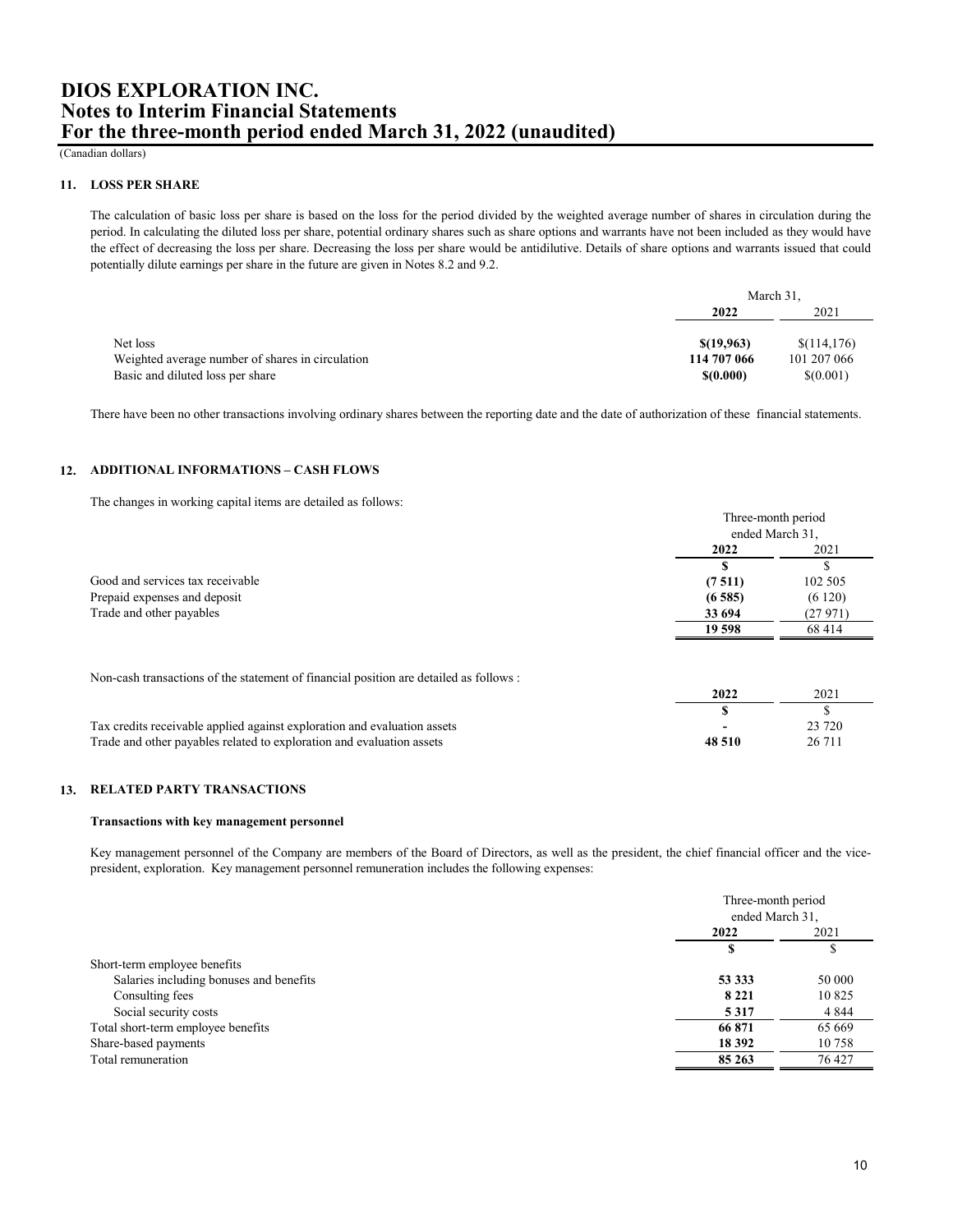# DIOS EXPLORATION INC.
# Notes to Interim Financial Statements
# For the three-month period ended March 31, 2022 (unaudited)

(Canadian dollars)

## 11. LOSS PER SHARE

The calculation of basic loss per share is based on the loss for the period divided by the weighted average number of shares in circulation during the period. In calculating the diluted loss per share, potential ordinary shares such as share options and warrants have not been included as they would have the effect of decreasing the loss per share. Decreasing the loss per share would be antidilutive. Details of share options and warrants issued that could potentially dilute earnings per share in the future are given in Notes 8.2 and 9.2.

| | March 31, | |
|---|---|---|
| | **2022** | 2021 |
| Net loss | **$(19,963)** | $(114,176) |
| Weighted average number of shares in circulation | **114 707 066** | 101 207 066 |
| Basic and diluted loss per share | **$(0.000)** | $(0.001) |

There have been no other transactions involving ordinary shares between the reporting date and the date of authorization of these financial statements.

## 12. ADDITIONAL INFORMATIONS – CASH FLOWS

The changes in working capital items are detailed as follows:

| | Three-month period ended March 31, | |
|---|---|---|
| | **2022** | 2021 |
| | **$** | $ |
| Good and services tax receivable | **(7 511)** | 102 505 |
| Prepaid expenses and deposit | **(6 585)** | (6 120) |
| Trade and other payables | **33 694** | (27 971) |
| | **19 598** | 68 414 |

Non-cash transactions of the statement of financial position are detailed as follows :

| | **2022** | 2021 |
|---|---|---|
| | **$** | $ |
| Tax credits receivable applied against exploration and evaluation assets | **-** | 23 720 |
| Trade and other payables related to exploration and evaluation assets | **48 510** | 26 711 |

## 13. RELATED PARTY TRANSACTIONS

### Transactions with key management personnel

Key management personnel of the Company are members of the Board of Directors, as well as the president, the chief financial officer and the vice-president, exploration. Key management personnel remuneration includes the following expenses:

| | Three-month period ended March 31, | |
|---|---|---|
| | **2022** | 2021 |
| | **$** | $ |
| Short-term employee benefits | | |
| Salaries including bonuses and benefits | **53 333** | 50 000 |
| Consulting fees | **8 221** | 10 825 |
| Social security costs | **5 317** | 4 844 |
| Total short-term employee benefits | **66 871** | 65 669 |
| Share-based payments | **18 392** | 10 758 |
| Total remuneration | **85 263** | 76 427 |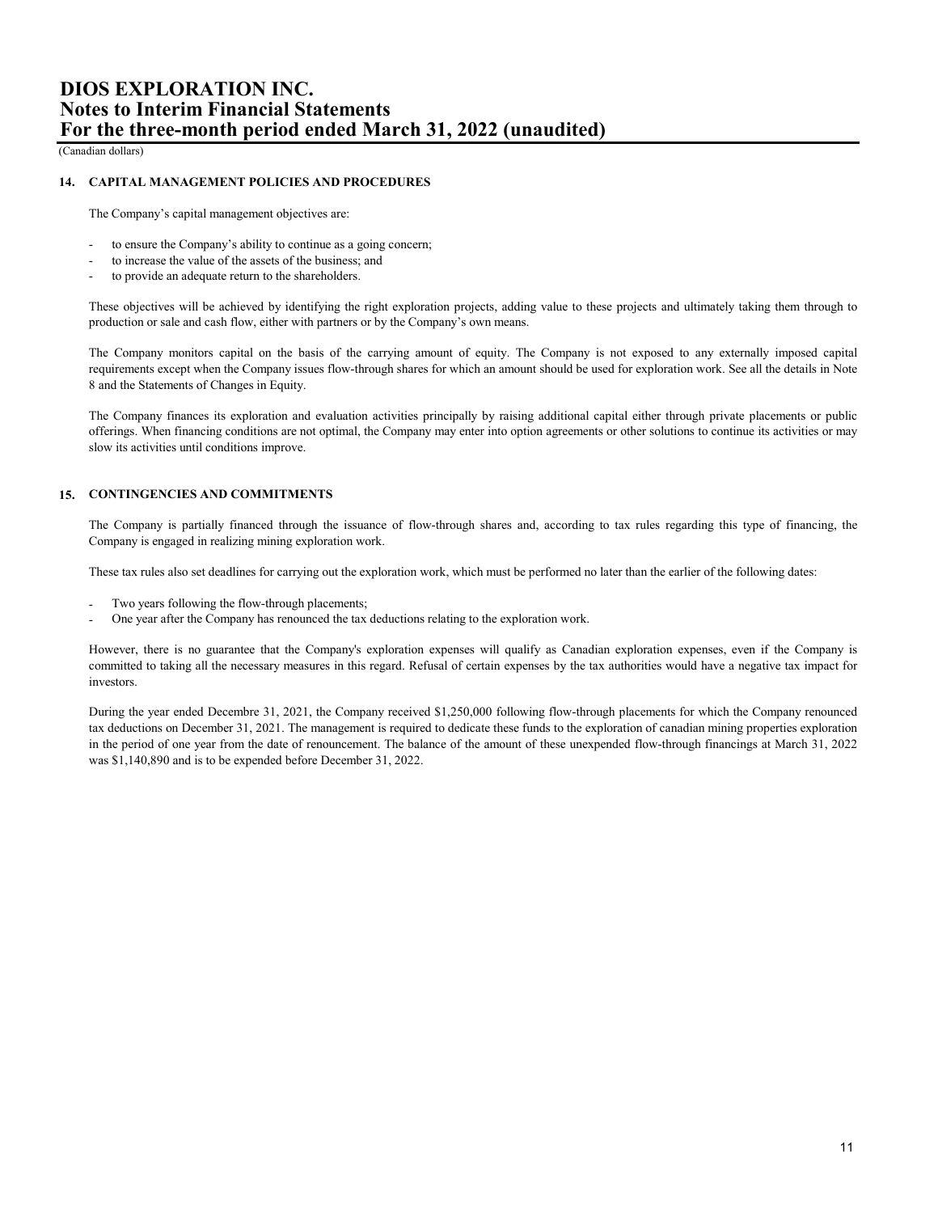## 14. CAPITAL MANAGEMENT POLICIES AND PROCEDURES

The Company's capital management objectives are:

- to ensure the Company's ability to continue as a going concern;
- to increase the value of the assets of the business; and
- to provide an adequate return to the shareholders.

These objectives will be achieved by identifying the right exploration projects, adding value to these projects and ultimately taking them through to production or sale and cash flow, either with partners or by the Company's own means.

The Company monitors capital on the basis of the carrying amount of equity. The Company is not exposed to any externally imposed capital requirements except when the Company issues flow-through shares for which an amount should be used for exploration work. See all the details in Note 8 and the Statements of Changes in Equity.

The Company finances its exploration and evaluation activities principally by raising additional capital either through private placements or public offerings. When financing conditions are not optimal, the Company may enter into option agreements or other solutions to continue its activities or may slow its activities until conditions improve.

## 15. CONTINGENCIES AND COMMITMENTS

The Company is partially financed through the issuance of flow-through shares and, according to tax rules regarding this type of financing, the Company is engaged in realizing mining exploration work.

These tax rules also set deadlines for carrying out the exploration work, which must be performed no later than the earlier of the following dates:

- Two years following the flow-through placements;
- One year after the Company has renounced the tax deductions relating to the exploration work.

However, there is no guarantee that the Company's exploration expenses will qualify as Canadian exploration expenses, even if the Company is committed to taking all the necessary measures in this regard. Refusal of certain expenses by the tax authorities would have a negative tax impact for investors.

During the year ended Decembre 31, 2021, the Company received $1,250,000 following flow-through placements for which the Company renounced tax deductions on December 31, 2021. The management is required to dedicate these funds to the exploration of canadian mining properties exploration in the period of one year from the date of renouncement. The balance of the amount of these unexpended flow-through financings at March 31, 2022 was $1,140,890 and is to be expended before December 31, 2022.